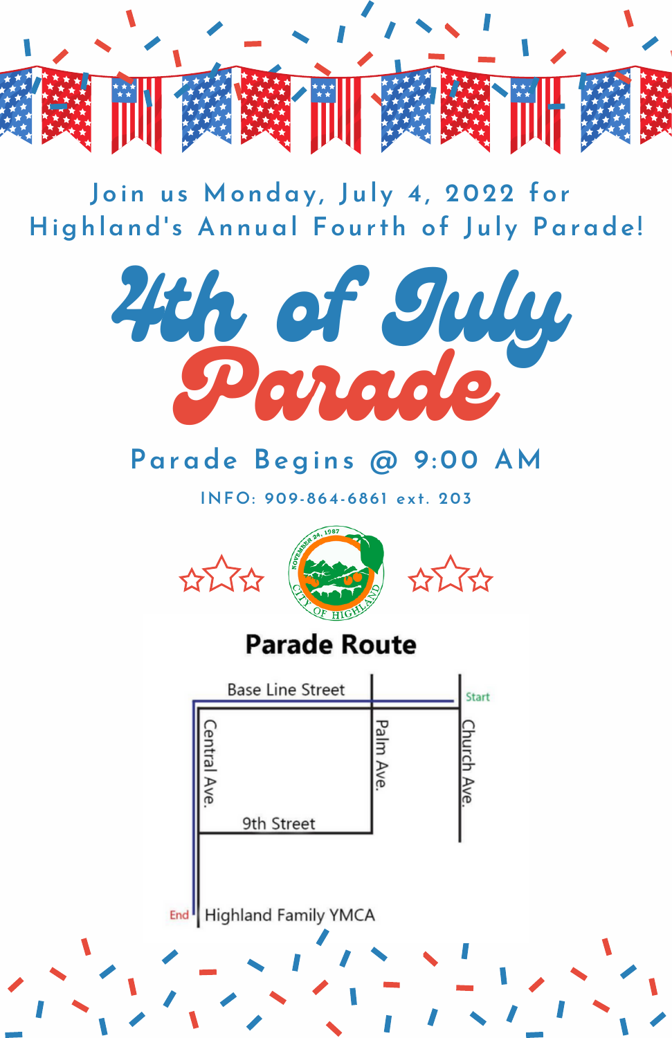Join us Monday, July 4, 2022 for Highland's Annual Fourth of July Parade!

# 4th of July Parade

## Parade Begins @ 9:00 AM

INFO: 909-864-6861 ext. 203

NOVEMBER 24, 1987
CITY OF HIGHLAND

## Parade Route

Base Line Street

Start

Central Ave.

Palm Ave.

Church Ave.

9th Street

End

Highland Family YMCA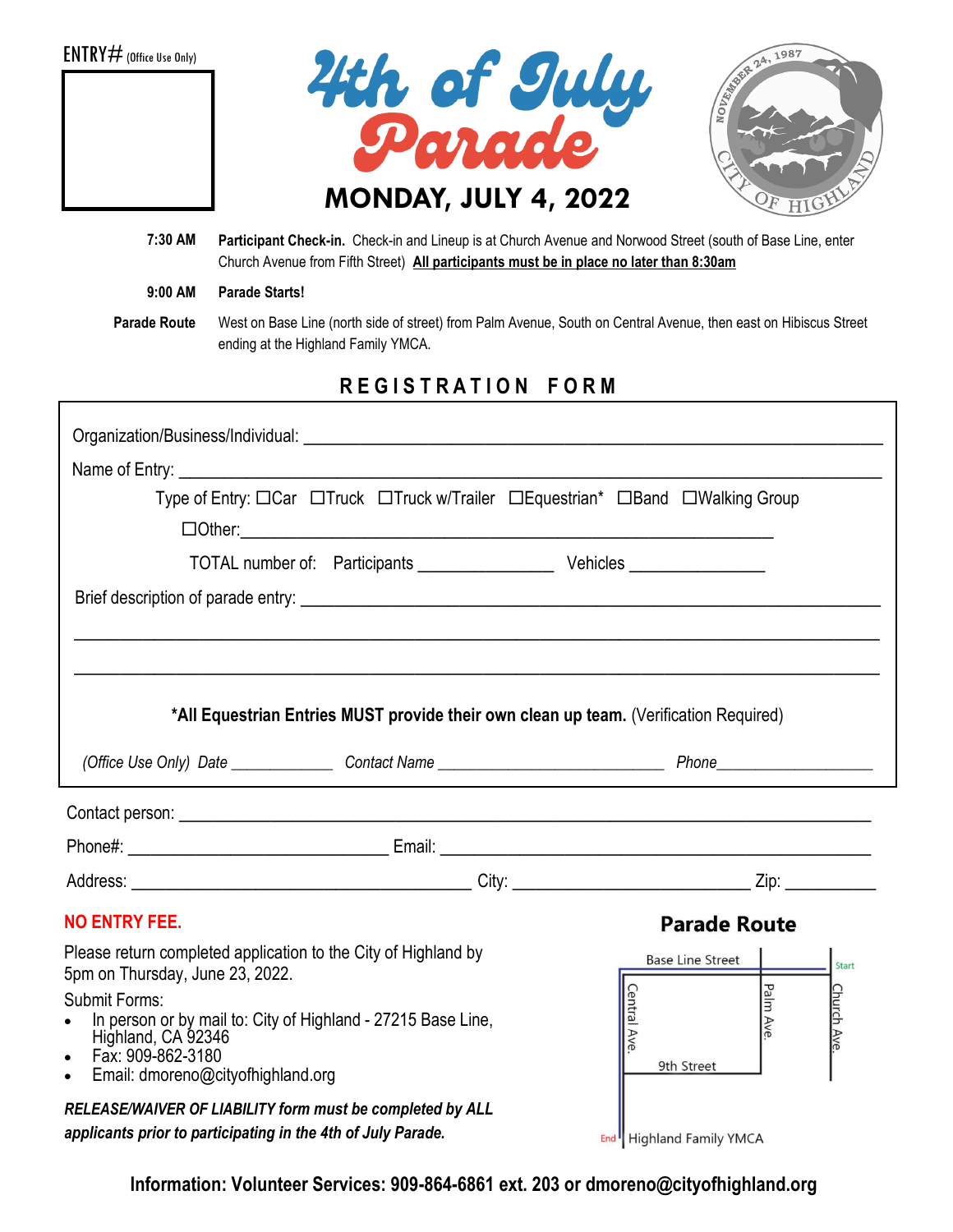ENTRY# (Office Use Only)

# 4th of July Parade

## MONDAY, JULY 4, 2022

NOVEMBER 24, 1987 CITY OF HIGHLAND

**7:30 AM** **Participant Check-in.** Check-in and Lineup is at Church Avenue and Norwood Street (south of Base Line, enter Church Avenue from Fifth Street) **All participants must be in place no later than 8:30am**

**9:00 AM** **Parade Starts!**

**Parade Route** West on Base Line (north side of street) from Palm Avenue, South on Central Avenue, then east on Hibiscus Street ending at the Highland Family YMCA.

## REGISTRATION FORM

Organization/Business/Individual: ______________________________

Name of Entry: ______________________________

Type of Entry: ☐Car ☐Truck ☐Truck w/Trailer ☐Equestrian* ☐Band ☐Walking Group

☐Other: ______________________________

TOTAL number of: Participants ______________ Vehicles ______________

Brief description of parade entry: ______________________________

______________________________

______________________________

**\*All Equestrian Entries MUST provide their own clean up team.** (Verification Required)

*(Office Use Only) Date ____________ Contact Name ______________________ Phone________________*

Contact person: ______________________________

Phone#: ______________________ Email: ______________________________

Address: ______________________________ City: ______________________ Zip: __________

**NO ENTRY FEE.**

Please return completed application to the City of Highland by 5pm on Thursday, June 23, 2022.

Submit Forms:

- In person or by mail to: City of Highland - 27215 Base Line, Highland, CA 92346
- Fax: 909-862-3180
- Email: dmoreno@cityofhighland.org

***RELEASE/WAIVER OF LIABILITY form must be completed by ALL applicants prior to participating in the 4th of July Parade.***

**Parade Route**

Base Line Street
Start
Central Ave.
Palm Ave.
Church Ave.
9th Street
End
Highland Family YMCA

**Information: Volunteer Services: 909-864-6861 ext. 203 or dmoreno@cityofhighland.org**